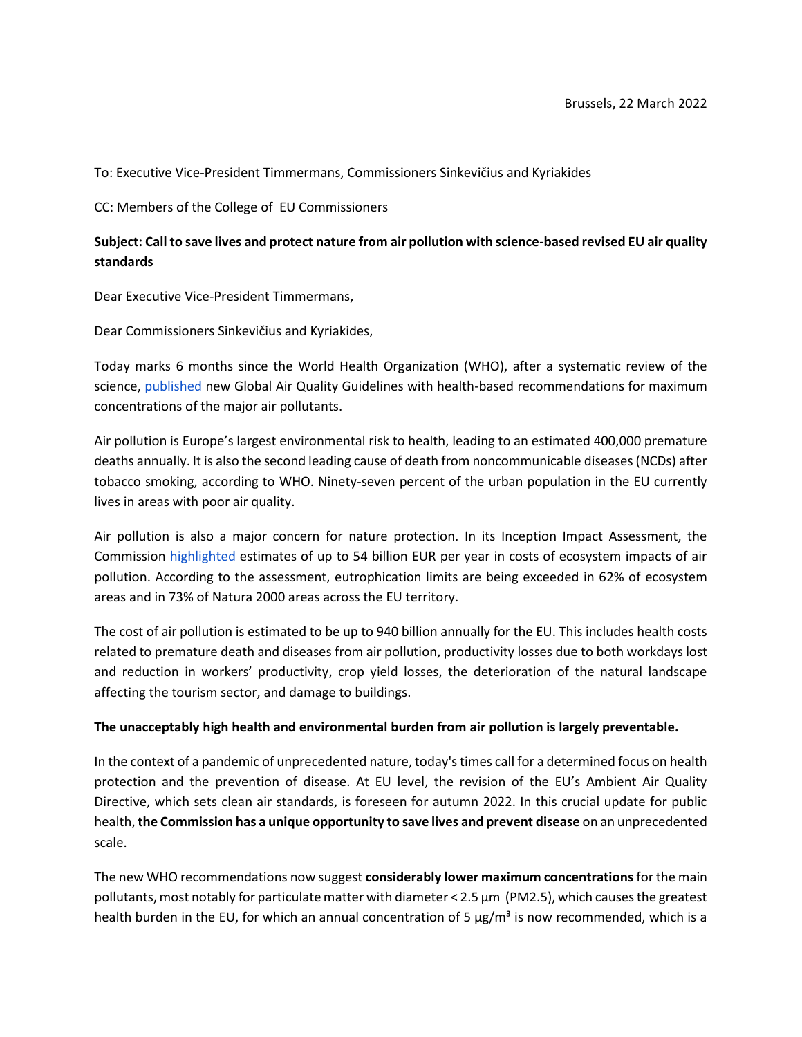Brussels, 22 March 2022

To: Executive Vice-President Timmermans, Commissioners Sinkevičius and Kyriakides

CC: Members of the College of EU Commissioners

**Subject: Call to save lives and protect nature from air pollution with science-based revised EU air quality standards**

Dear Executive Vice-President Timmermans,

Dear Commissioners Sinkevičius and Kyriakides,

Today marks 6 months since the World Health Organization (WHO), after a systematic review of the science, [published](#) new Global Air Quality Guidelines with health-based recommendations for maximum concentrations of the major air pollutants.

Air pollution is Europe's largest environmental risk to health, leading to an estimated 400,000 premature deaths annually. It is also the second leading cause of death from noncommunicable diseases (NCDs) after tobacco smoking, according to WHO. Ninety-seven percent of the urban population in the EU currently lives in areas with poor air quality.

Air pollution is also a major concern for nature protection. In its Inception Impact Assessment, the Commission [highlighted](#) estimates of up to 54 billion EUR per year in costs of ecosystem impacts of air pollution. According to the assessment, eutrophication limits are being exceeded in 62% of ecosystem areas and in 73% of Natura 2000 areas across the EU territory.

The cost of air pollution is estimated to be up to 940 billion annually for the EU. This includes health costs related to premature death and diseases from air pollution, productivity losses due to both workdays lost and reduction in workers' productivity, crop yield losses, the deterioration of the natural landscape affecting the tourism sector, and damage to buildings.

**The unacceptably high health and environmental burden from air pollution is largely preventable.**

In the context of a pandemic of unprecedented nature, today's times call for a determined focus on health protection and the prevention of disease. At EU level, the revision of the EU's Ambient Air Quality Directive, which sets clean air standards, is foreseen for autumn 2022. In this crucial update for public health, **the Commission has a unique opportunity to save lives and prevent disease** on an unprecedented scale.

The new WHO recommendations now suggest **considerably lower maximum concentrations** for the main pollutants, most notably for particulate matter with diameter < 2.5 µm ($PM_{2.5}$), which causes the greatest health burden in the EU, for which an annual concentration of 5 µg/m³ is now recommended, which is a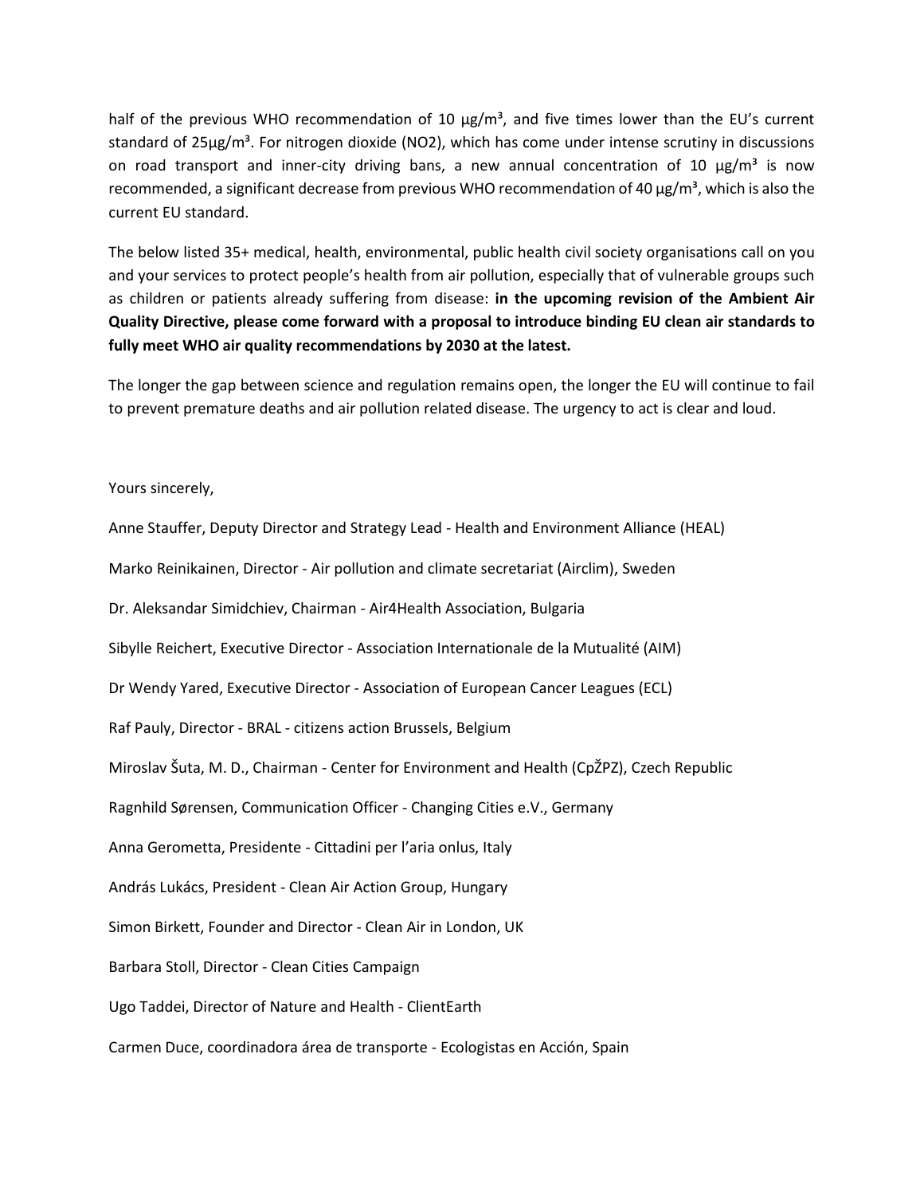half of the previous WHO recommendation of 10 µg/m³, and five times lower than the EU's current standard of 25µg/m³. For nitrogen dioxide ($NO_2$), which has come under intense scrutiny in discussions on road transport and inner-city driving bans, a new annual concentration of 10 µg/m³ is now recommended, a significant decrease from previous WHO recommendation of 40 µg/m³, which is also the current EU standard.

The below listed 35+ medical, health, environmental, public health civil society organisations call on you and your services to protect people's health from air pollution, especially that of vulnerable groups such as children or patients already suffering from disease: **in the upcoming revision of the Ambient Air Quality Directive, please come forward with a proposal to introduce binding EU clean air standards to fully meet WHO air quality recommendations by 2030 at the latest.**

The longer the gap between science and regulation remains open, the longer the EU will continue to fail to prevent premature deaths and air pollution related disease. The urgency to act is clear and loud.

Yours sincerely,

Anne Stauffer, Deputy Director and Strategy Lead - Health and Environment Alliance (HEAL)

Marko Reinikainen, Director - Air pollution and climate secretariat (Airclim), Sweden

Dr. Aleksandar Simidchiev, Chairman - Air4Health Association, Bulgaria

Sibylle Reichert, Executive Director - Association Internationale de la Mutualité (AIM)

Dr Wendy Yared, Executive Director - Association of European Cancer Leagues (ECL)

Raf Pauly, Director - BRAL - citizens action Brussels, Belgium

Miroslav Šuta, M. D., Chairman - Center for Environment and Health (CpŽPZ), Czech Republic

Ragnhild Sørensen, Communication Officer - Changing Cities e.V., Germany

Anna Gerometta, Presidente - Cittadini per l'aria onlus, Italy

András Lukács, President - Clean Air Action Group, Hungary

Simon Birkett, Founder and Director - Clean Air in London, UK

Barbara Stoll, Director - Clean Cities Campaign

Ugo Taddei, Director of Nature and Health - ClientEarth

Carmen Duce, coordinadora área de transporte - Ecologistas en Acción, Spain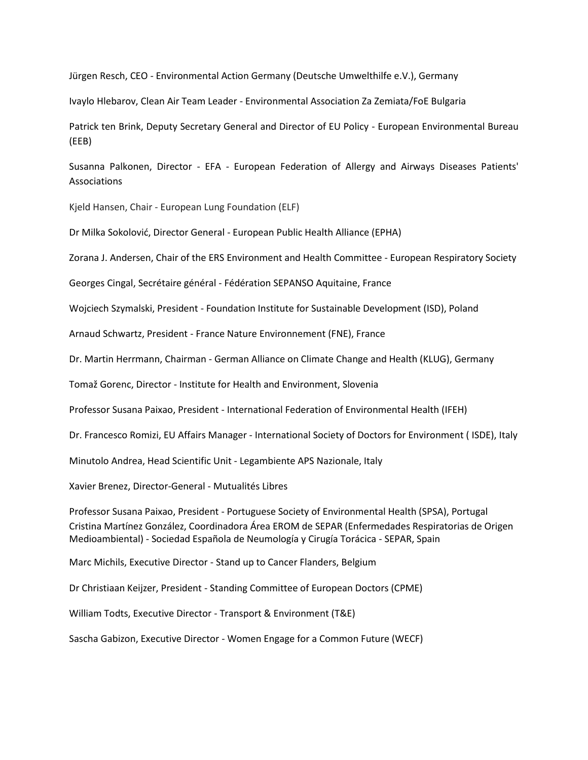Jürgen Resch, CEO - Environmental Action Germany (Deutsche Umwelthilfe e.V.), Germany

Ivaylo Hlebarov, Clean Air Team Leader - Environmental Association Za Zemiata/FoE Bulgaria

Patrick ten Brink, Deputy Secretary General and Director of EU Policy - European Environmental Bureau (EEB)

Susanna Palkonen, Director - EFA - European Federation of Allergy and Airways Diseases Patients' Associations

Kjeld Hansen, Chair - European Lung Foundation (ELF)

Dr Milka Sokolović, Director General - European Public Health Alliance (EPHA)

Zorana J. Andersen, Chair of the ERS Environment and Health Committee - European Respiratory Society

Georges Cingal, Secrétaire général - Fédération SEPANSO Aquitaine, France

Wojciech Szymalski, President - Foundation Institute for Sustainable Development (ISD), Poland

Arnaud Schwartz, President - France Nature Environnement (FNE), France

Dr. Martin Herrmann, Chairman - German Alliance on Climate Change and Health (KLUG), Germany

Tomaž Gorenc, Director - Institute for Health and Environment, Slovenia

Professor Susana Paixao, President - International Federation of Environmental Health (IFEH)

Dr. Francesco Romizi, EU Affairs Manager - International Society of Doctors for Environment ( ISDE), Italy

Minutolo Andrea, Head Scientific Unit - Legambiente APS Nazionale, Italy

Xavier Brenez, Director-General - Mutualités Libres

Professor Susana Paixao, President - Portuguese Society of Environmental Health (SPSA), Portugal

Cristina Martínez González, Coordinadora Área EROM de SEPAR (Enfermedades Respiratorias de Origen Medioambiental) - Sociedad Española de Neumología y Cirugía Torácica - SEPAR, Spain

Marc Michils, Executive Director - Stand up to Cancer Flanders, Belgium

Dr Christiaan Keijzer, President - Standing Committee of European Doctors (CPME)

William Todts, Executive Director - Transport & Environment (T&E)

Sascha Gabizon, Executive Director - Women Engage for a Common Future (WECF)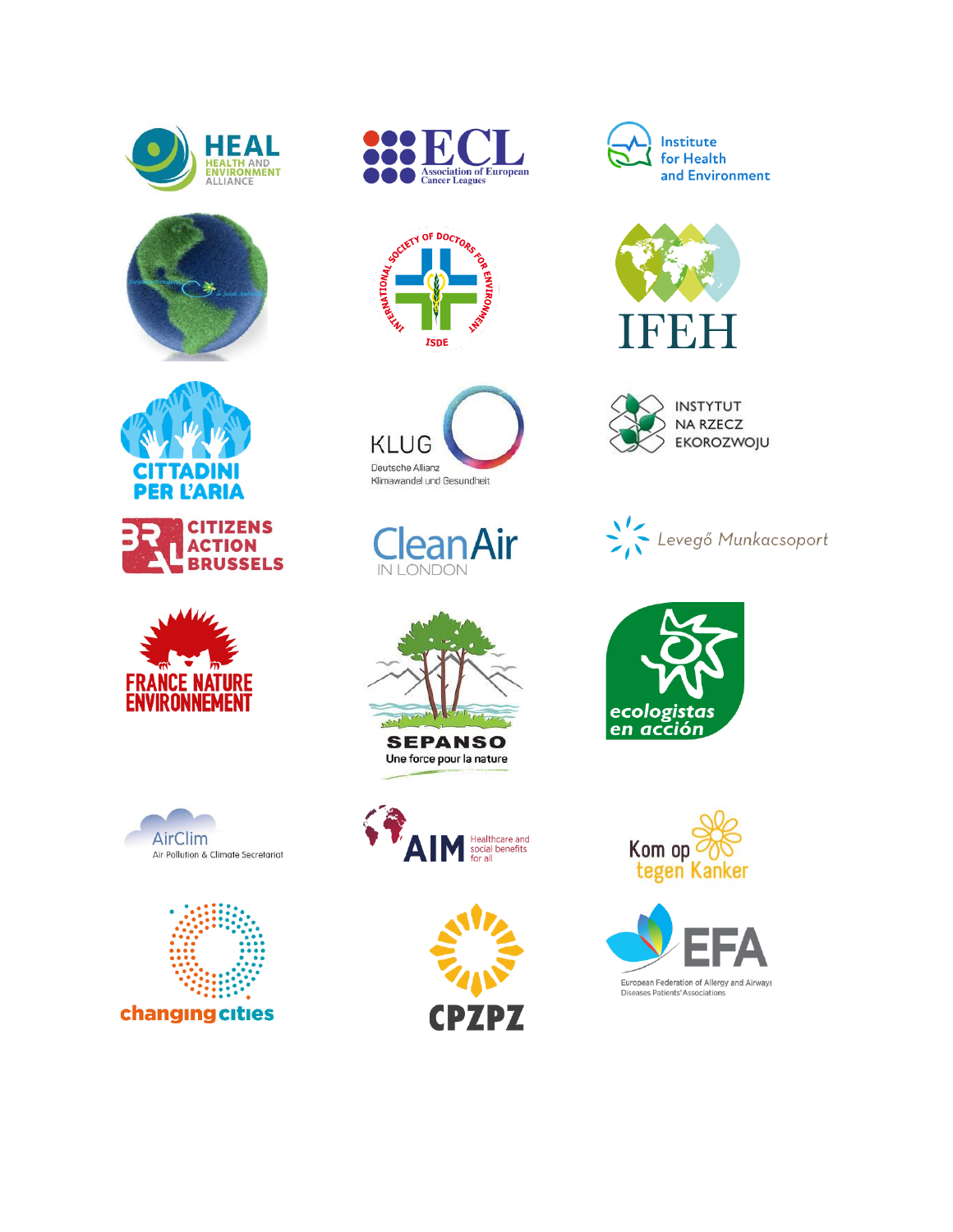HEAL
HEALTH AND ENVIRONMENT ALLIANCE

ECL
Association of European Cancer Leagues

Institute for Health and Environment

INTERNATIONAL SOCIETY OF DOCTORS FOR ENVIRONMENT
ISDE

IFEH

CITTADINI PER L'ARIA

KLUG
Deutsche Allianz Klimawandel und Gesundheit

INSTYTUT NA RZECZ EKOROZWOJU

CITIZENS ACTION BRUSSELS

CleanAir IN LONDON

Levegő Munkacsoport

FRANCE NATURE ENVIRONNEMENT

SEPANSO
Une force pour la nature

ecologistas en acción

AirClim
Air Pollution & Climate Secretariat

AIM
Healthcare and social benefits for all

Kom op tegen Kanker

changing cities

CPZPZ

EFA
European Federation of Allergy and Airways Diseases Patients' Associations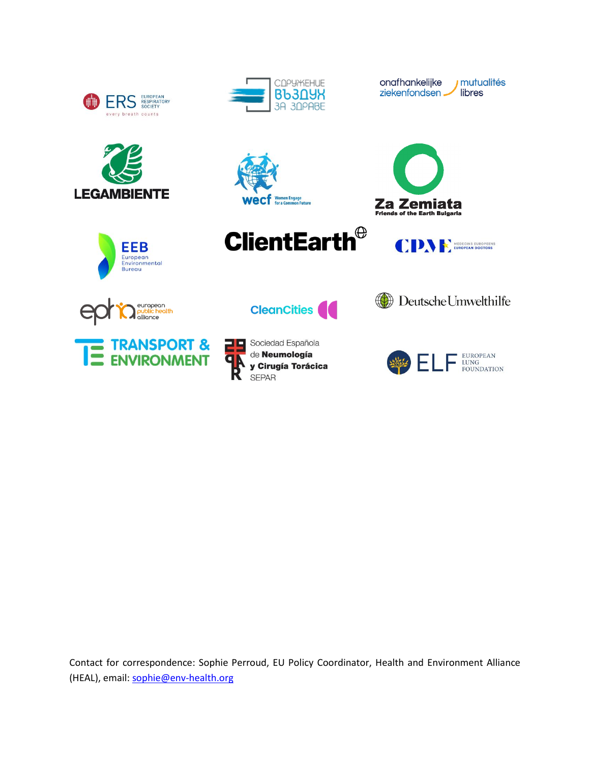Contact for correspondence: Sophie Perroud, EU Policy Coordinator, Health and Environment Alliance (HEAL), email: sophie@env-health.org